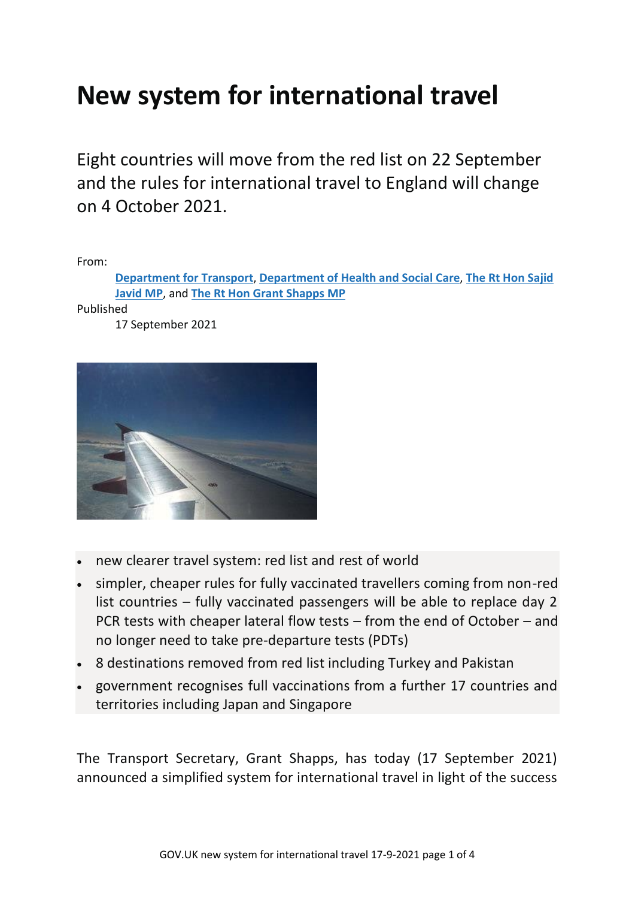# New system for international travel

Eight countries will move from the red list on 22 September and the rules for international travel to England will change on 4 October 2021.

From:

[Department for Transport](), [Department of Health and Social Care](), [The Rt Hon Sajid Javid MP](), and [The Rt Hon Grant Shapps MP]()

Published

17 September 2021

- new clearer travel system: red list and rest of world
- simpler, cheaper rules for fully vaccinated travellers coming from non-red list countries – fully vaccinated passengers will be able to replace day 2 PCR tests with cheaper lateral flow tests – from the end of October – and no longer need to take pre-departure tests (PDTs)
- 8 destinations removed from red list including Turkey and Pakistan
- government recognises full vaccinations from a further 17 countries and territories including Japan and Singapore

The Transport Secretary, Grant Shapps, has today (17 September 2021) announced a simplified system for international travel in light of the success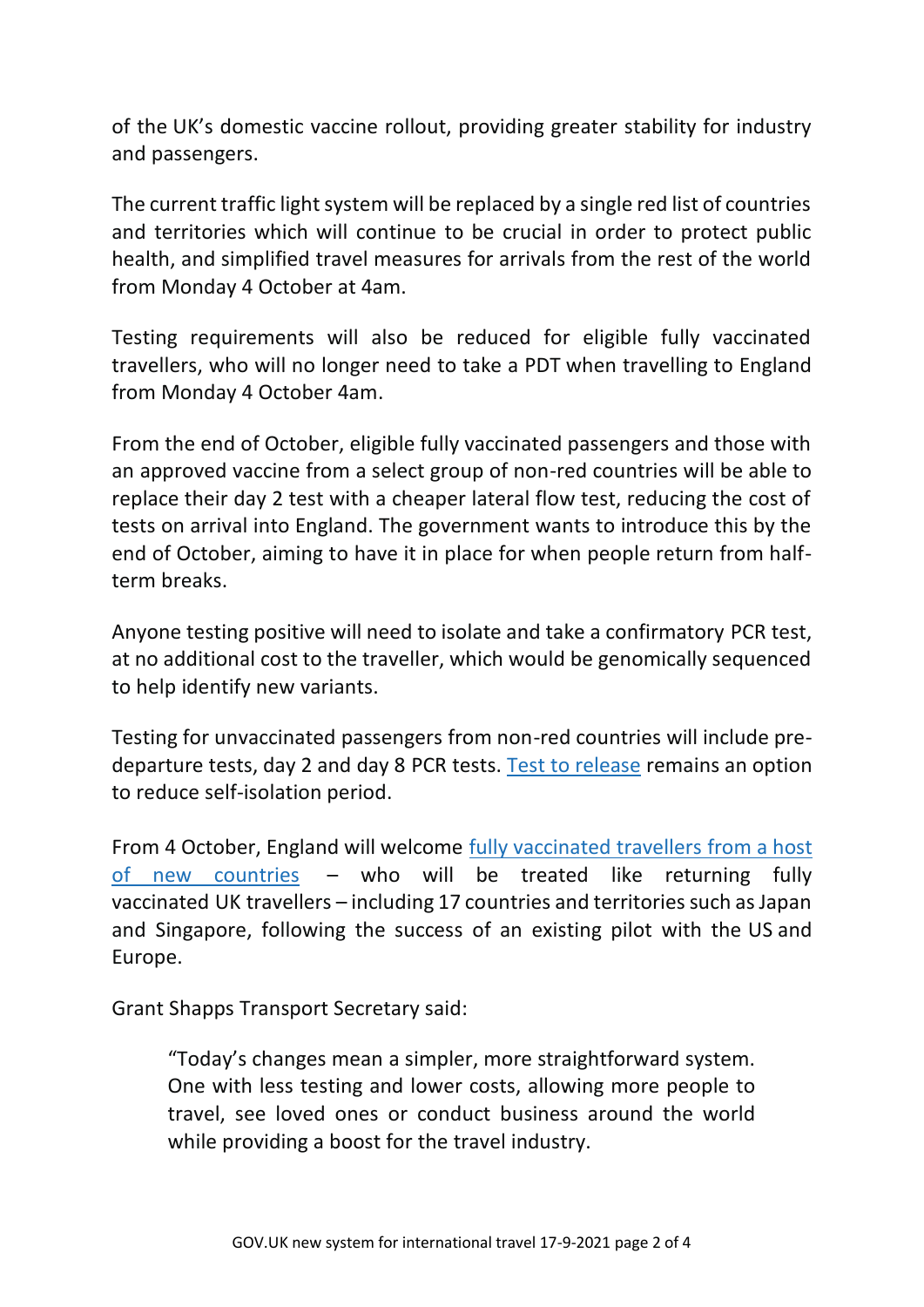of the UK's domestic vaccine rollout, providing greater stability for industry and passengers.

The current traffic light system will be replaced by a single red list of countries and territories which will continue to be crucial in order to protect public health, and simplified travel measures for arrivals from the rest of the world from Monday 4 October at 4am.

Testing requirements will also be reduced for eligible fully vaccinated travellers, who will no longer need to take a PDT when travelling to England from Monday 4 October 4am.

From the end of October, eligible fully vaccinated passengers and those with an approved vaccine from a select group of non-red countries will be able to replace their day 2 test with a cheaper lateral flow test, reducing the cost of tests on arrival into England. The government wants to introduce this by the end of October, aiming to have it in place for when people return from half-term breaks.

Anyone testing positive will need to isolate and take a confirmatory PCR test, at no additional cost to the traveller, which would be genomically sequenced to help identify new variants.

Testing for unvaccinated passengers from non-red countries will include pre-departure tests, day 2 and day 8 PCR tests. [Test to release] remains an option to reduce self-isolation period.

From 4 October, England will welcome [fully vaccinated travellers from a host of new countries] – who will be treated like returning fully vaccinated UK travellers – including 17 countries and territories such as Japan and Singapore, following the success of an existing pilot with the US and Europe.

Grant Shapps Transport Secretary said:

> "Today's changes mean a simpler, more straightforward system. One with less testing and lower costs, allowing more people to travel, see loved ones or conduct business around the world while providing a boost for the travel industry.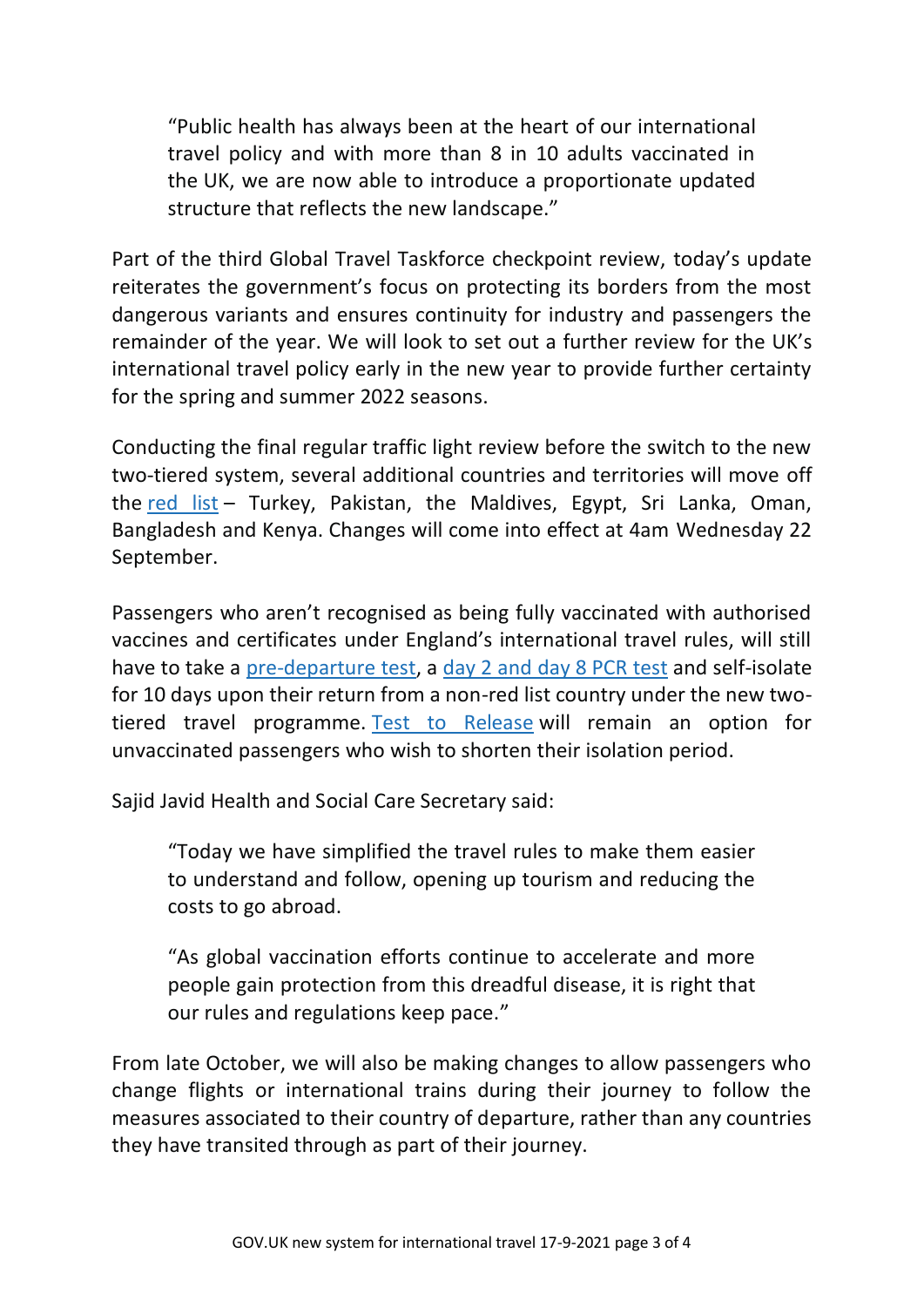> "Public health has always been at the heart of our international travel policy and with more than 8 in 10 adults vaccinated in the UK, we are now able to introduce a proportionate updated structure that reflects the new landscape."

Part of the third Global Travel Taskforce checkpoint review, today's update reiterates the government's focus on protecting its borders from the most dangerous variants and ensures continuity for industry and passengers the remainder of the year. We will look to set out a further review for the UK's international travel policy early in the new year to provide further certainty for the spring and summer 2022 seasons.

Conducting the final regular traffic light review before the switch to the new two-tiered system, several additional countries and territories will move off the red list – Turkey, Pakistan, the Maldives, Egypt, Sri Lanka, Oman, Bangladesh and Kenya. Changes will come into effect at 4am Wednesday 22 September.

Passengers who aren't recognised as being fully vaccinated with authorised vaccines and certificates under England's international travel rules, will still have to take a pre-departure test, a day 2 and day 8 PCR test and self-isolate for 10 days upon their return from a non-red list country under the new two-tiered travel programme. Test to Release will remain an option for unvaccinated passengers who wish to shorten their isolation period.

Sajid Javid Health and Social Care Secretary said:

> "Today we have simplified the travel rules to make them easier to understand and follow, opening up tourism and reducing the costs to go abroad.
>
> "As global vaccination efforts continue to accelerate and more people gain protection from this dreadful disease, it is right that our rules and regulations keep pace."

From late October, we will also be making changes to allow passengers who change flights or international trains during their journey to follow the measures associated to their country of departure, rather than any countries they have transited through as part of their journey.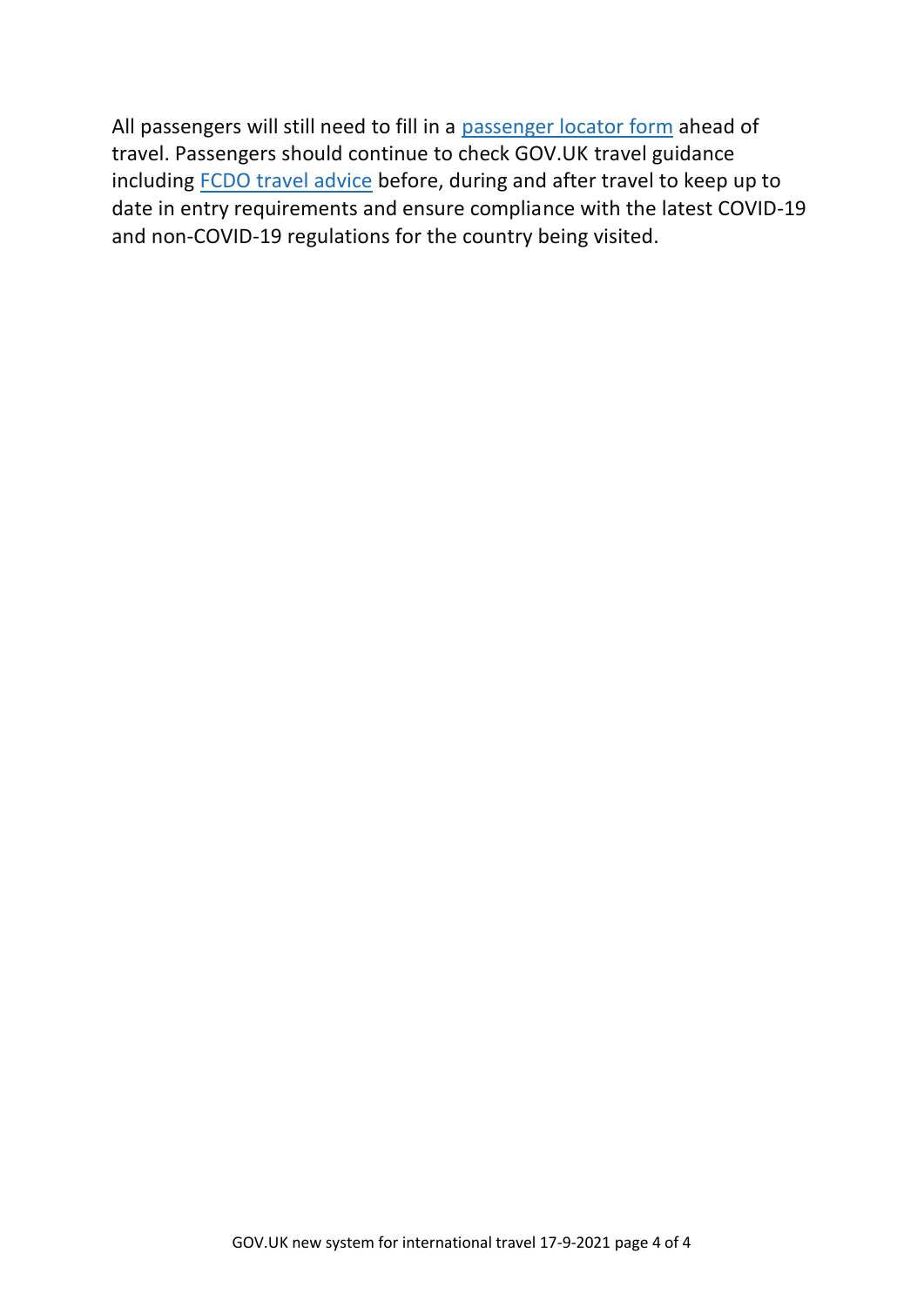All passengers will still need to fill in a passenger locator form ahead of travel. Passengers should continue to check GOV.UK travel guidance including FCDO travel advice before, during and after travel to keep up to date in entry requirements and ensure compliance with the latest COVID-19 and non-COVID-19 regulations for the country being visited.